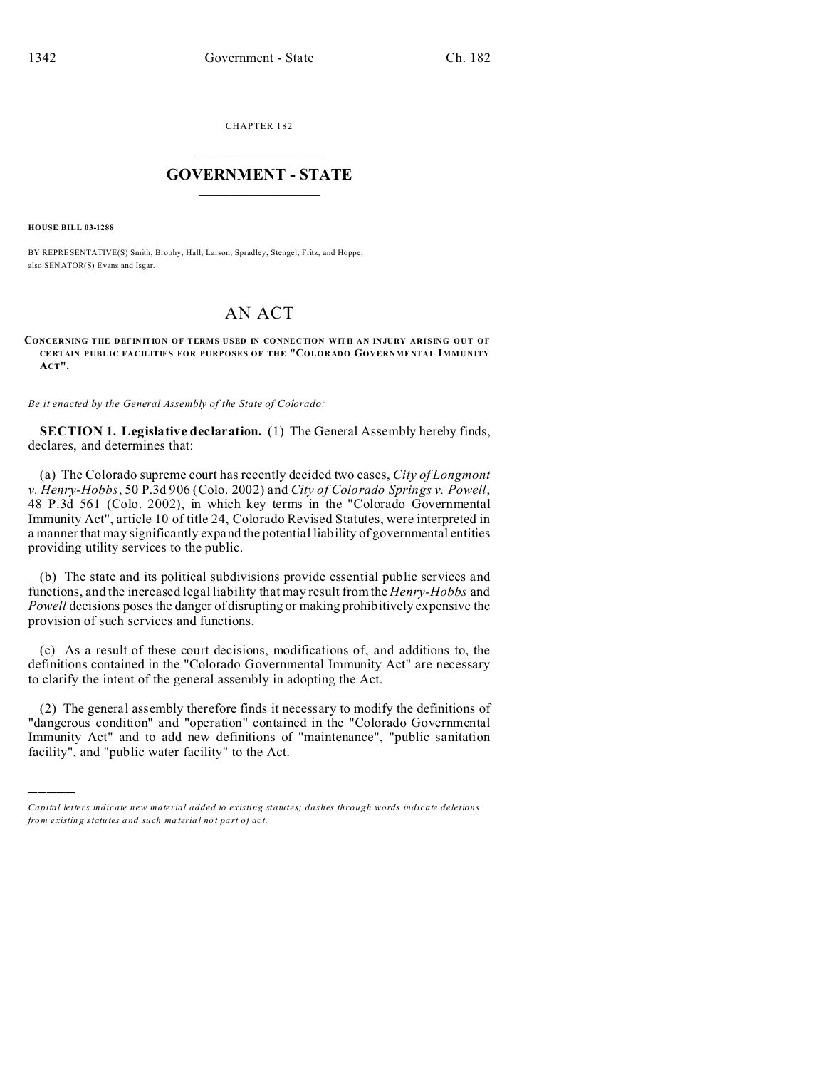CHAPTER 182

# GOVERNMENT - STATE

**HOUSE BILL 03-1288**

BY REPRESENTATIVE(S) Smith, Brophy, Hall, Larson, Spradley, Stengel, Fritz, and Hoppe; also SENATOR(S) Evans and Isgar.

# AN ACT

**CONCERNING THE DEFINITION OF TERMS USED IN CONNECTION WITH AN INJURY ARISING OUT OF CERTAIN PUBLIC FACILITIES FOR PURPOSES OF THE "COLORADO GOVERNMENTAL IMMUNITY ACT".**

*Be it enacted by the General Assembly of the State of Colorado:*

**SECTION 1. Legislative declaration.** (1) The General Assembly hereby finds, declares, and determines that:

(a) The Colorado supreme court has recently decided two cases, *City of Longmont v. Henry-Hobbs*, 50 P.3d 906 (Colo. 2002) and *City of Colorado Springs v. Powell*, 48 P.3d 561 (Colo. 2002), in which key terms in the "Colorado Governmental Immunity Act", article 10 of title 24, Colorado Revised Statutes, were interpreted in a manner that may significantly expand the potential liability of governmental entities providing utility services to the public.

(b) The state and its political subdivisions provide essential public services and functions, and the increased legal liability that may result from the *Henry-Hobbs* and *Powell* decisions poses the danger of disrupting or making prohibitively expensive the provision of such services and functions.

(c) As a result of these court decisions, modifications of, and additions to, the definitions contained in the "Colorado Governmental Immunity Act" are necessary to clarify the intent of the general assembly in adopting the Act.

(2) The general assembly therefore finds it necessary to modify the definitions of "dangerous condition" and "operation" contained in the "Colorado Governmental Immunity Act" and to add new definitions of "maintenance", "public sanitation facility", and "public water facility" to the Act.

---

*Capital letters indicate new material added to existing statutes; dashes through words indicate deletions from existing statutes and such material not part of act.*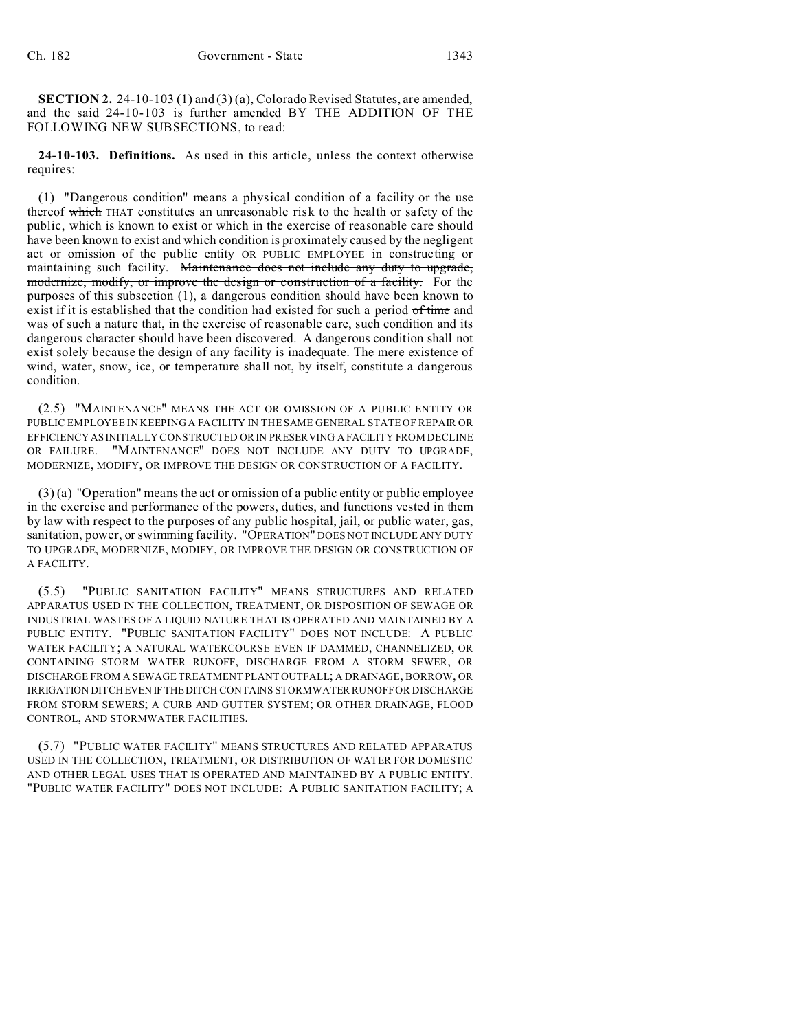**SECTION 2.** 24-10-103 (1) and (3) (a), Colorado Revised Statutes, are amended, and the said 24-10-103 is further amended BY THE ADDITION OF THE FOLLOWING NEW SUBSECTIONS, to read:

**24-10-103. Definitions.** As used in this article, unless the context otherwise requires:

(1) "Dangerous condition" means a physical condition of a facility or the use thereof ~~which~~ THAT constitutes an unreasonable risk to the health or safety of the public, which is known to exist or which in the exercise of reasonable care should have been known to exist and which condition is proximately caused by the negligent act or omission of the public entity OR PUBLIC EMPLOYEE in constructing or maintaining such facility. ~~Maintenance does not include any duty to upgrade, modernize, modify, or improve the design or construction of a facility.~~ For the purposes of this subsection (1), a dangerous condition should have been known to exist if it is established that the condition had existed for such a period ~~of time~~ and was of such a nature that, in the exercise of reasonable care, such condition and its dangerous character should have been discovered. A dangerous condition shall not exist solely because the design of any facility is inadequate. The mere existence of wind, water, snow, ice, or temperature shall not, by itself, constitute a dangerous condition.

(2.5) "MAINTENANCE" MEANS THE ACT OR OMISSION OF A PUBLIC ENTITY OR PUBLIC EMPLOYEE IN KEEPING A FACILITY IN THE SAME GENERAL STATE OF REPAIR OR EFFICIENCY AS INITIALLY CONSTRUCTED OR IN PRESERVING A FACILITY FROM DECLINE OR FAILURE. "MAINTENANCE" DOES NOT INCLUDE ANY DUTY TO UPGRADE, MODERNIZE, MODIFY, OR IMPROVE THE DESIGN OR CONSTRUCTION OF A FACILITY.

(3) (a) "Operation" means the act or omission of a public entity or public employee in the exercise and performance of the powers, duties, and functions vested in them by law with respect to the purposes of any public hospital, jail, or public water, gas, sanitation, power, or swimming facility. "OPERATION" DOES NOT INCLUDE ANY DUTY TO UPGRADE, MODERNIZE, MODIFY, OR IMPROVE THE DESIGN OR CONSTRUCTION OF A FACILITY.

(5.5) "PUBLIC SANITATION FACILITY" MEANS STRUCTURES AND RELATED APPARATUS USED IN THE COLLECTION, TREATMENT, OR DISPOSITION OF SEWAGE OR INDUSTRIAL WASTES OF A LIQUID NATURE THAT IS OPERATED AND MAINTAINED BY A PUBLIC ENTITY. "PUBLIC SANITATION FACILITY" DOES NOT INCLUDE: A PUBLIC WATER FACILITY; A NATURAL WATERCOURSE EVEN IF DAMMED, CHANNELIZED, OR CONTAINING STORM WATER RUNOFF, DISCHARGE FROM A STORM SEWER, OR DISCHARGE FROM A SEWAGE TREATMENT PLANT OUTFALL; A DRAINAGE, BORROW, OR IRRIGATION DITCH EVEN IF THE DITCH CONTAINS STORMWATER RUNOFF OR DISCHARGE FROM STORM SEWERS; A CURB AND GUTTER SYSTEM; OR OTHER DRAINAGE, FLOOD CONTROL, AND STORMWATER FACILITIES.

(5.7) "PUBLIC WATER FACILITY" MEANS STRUCTURES AND RELATED APPARATUS USED IN THE COLLECTION, TREATMENT, OR DISTRIBUTION OF WATER FOR DOMESTIC AND OTHER LEGAL USES THAT IS OPERATED AND MAINTAINED BY A PUBLIC ENTITY. "PUBLIC WATER FACILITY" DOES NOT INCLUDE: A PUBLIC SANITATION FACILITY; A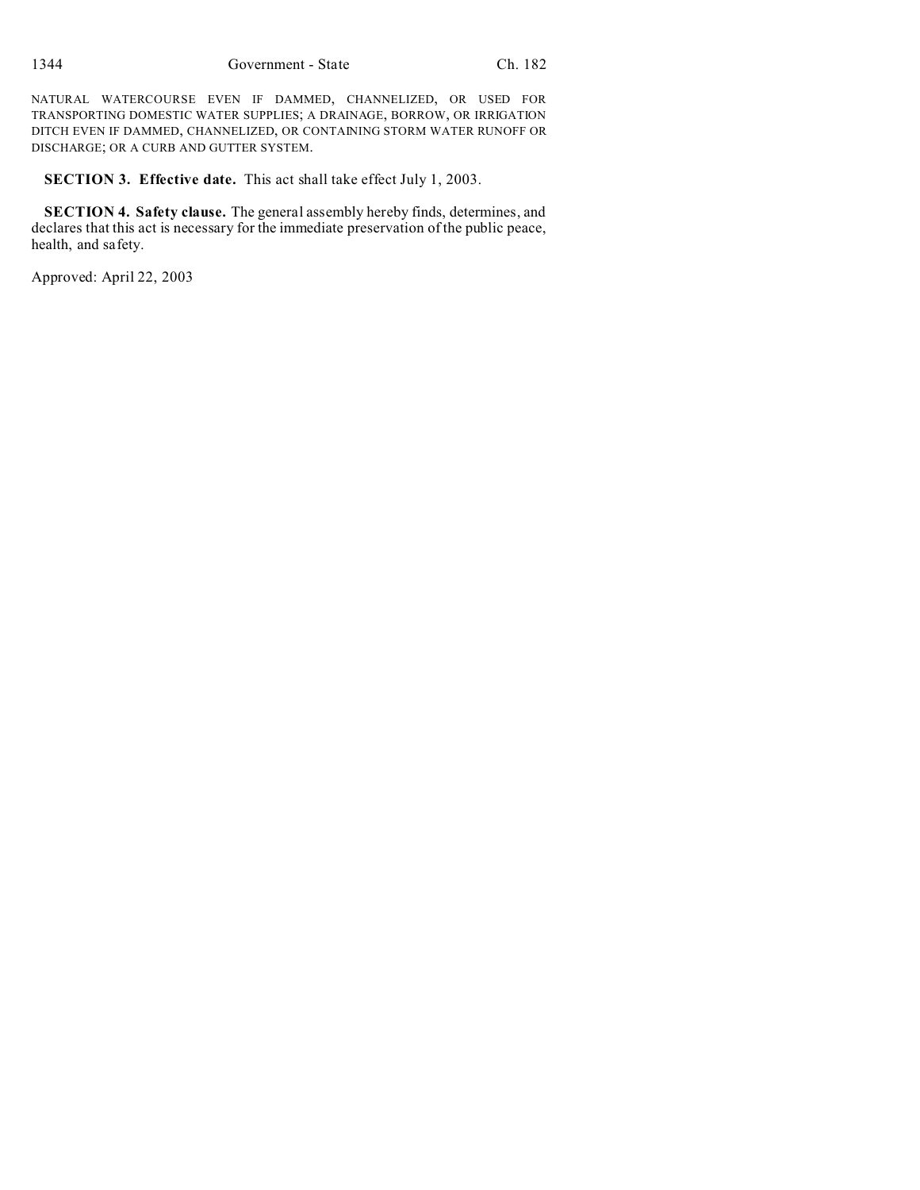NATURAL WATERCOURSE EVEN IF DAMMED, CHANNELIZED, OR USED FOR TRANSPORTING DOMESTIC WATER SUPPLIES; A DRAINAGE, BORROW, OR IRRIGATION DITCH EVEN IF DAMMED, CHANNELIZED, OR CONTAINING STORM WATER RUNOFF OR DISCHARGE; OR A CURB AND GUTTER SYSTEM.

**SECTION 3. Effective date.** This act shall take effect July 1, 2003.

**SECTION 4. Safety clause.** The general assembly hereby finds, determines, and declares that this act is necessary for the immediate preservation of the public peace, health, and safety.

Approved: April 22, 2003